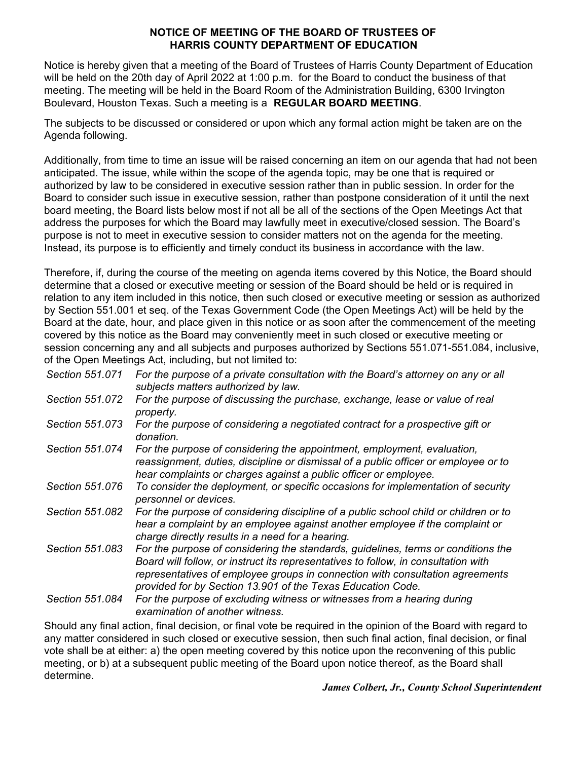# NOTICE OF MEETING OF THE BOARD OF TRUSTEES OF HARRIS COUNTY DEPARTMENT OF EDUCATION

Notice is hereby given that a meeting of the Board of Trustees of Harris County Department of Education will be held on the 20th day of April 2022 at 1:00 p.m. for the Board to conduct the business of that meeting. The meeting will be held in the Board Room of the Administration Building, 6300 Irvington Boulevard, Houston Texas. Such a meeting is a **REGULAR BOARD MEETING**.

The subjects to be discussed or considered or upon which any formal action might be taken are on the Agenda following.

Additionally, from time to time an issue will be raised concerning an item on our agenda that had not been anticipated. The issue, while within the scope of the agenda topic, may be one that is required or authorized by law to be considered in executive session rather than in public session. In order for the Board to consider such issue in executive session, rather than postpone consideration of it until the next board meeting, the Board lists below most if not all be all of the sections of the Open Meetings Act that address the purposes for which the Board may lawfully meet in executive/closed session. The Board's purpose is not to meet in executive session to consider matters not on the agenda for the meeting. Instead, its purpose is to efficiently and timely conduct its business in accordance with the law.

Therefore, if, during the course of the meeting on agenda items covered by this Notice, the Board should determine that a closed or executive meeting or session of the Board should be held or is required in relation to any item included in this notice, then such closed or executive meeting or session as authorized by Section 551.001 et seq. of the Texas Government Code (the Open Meetings Act) will be held by the Board at the date, hour, and place given in this notice or as soon after the commencement of the meeting covered by this notice as the Board may conveniently meet in such closed or executive meeting or session concerning any and all subjects and purposes authorized by Sections 551.071-551.084, inclusive, of the Open Meetings Act, including, but not limited to:

*Section 551.071* *For the purpose of a private consultation with the Board's attorney on any or all subjects matters authorized by law.*

*Section 551.072* *For the purpose of discussing the purchase, exchange, lease or value of real property.*

*Section 551.073* *For the purpose of considering a negotiated contract for a prospective gift or donation.*

*Section 551.074* *For the purpose of considering the appointment, employment, evaluation, reassignment, duties, discipline or dismissal of a public officer or employee or to hear complaints or charges against a public officer or employee.*

*Section 551.076* *To consider the deployment, or specific occasions for implementation of security personnel or devices.*

*Section 551.082* *For the purpose of considering discipline of a public school child or children or to hear a complaint by an employee against another employee if the complaint or charge directly results in a need for a hearing.*

*Section 551.083* *For the purpose of considering the standards, guidelines, terms or conditions the Board will follow, or instruct its representatives to follow, in consultation with representatives of employee groups in connection with consultation agreements provided for by Section 13.901 of the Texas Education Code.*

*Section 551.084* *For the purpose of excluding witness or witnesses from a hearing during examination of another witness.*

Should any final action, final decision, or final vote be required in the opinion of the Board with regard to any matter considered in such closed or executive session, then such final action, final decision, or final vote shall be at either: a) the open meeting covered by this notice upon the reconvening of this public meeting, or b) at a subsequent public meeting of the Board upon notice thereof, as the Board shall determine.

***James Colbert, Jr., County School Superintendent***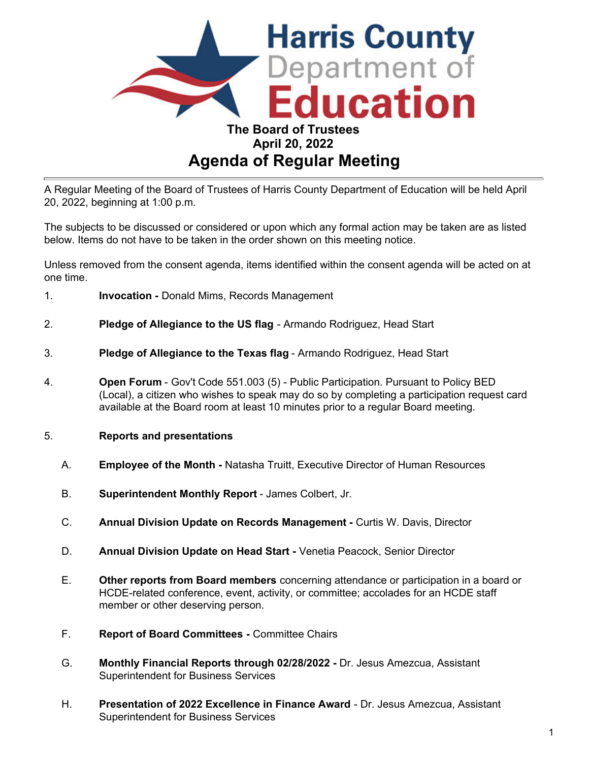# Harris County Department of Education

**The Board of Trustees**
**April 20, 2022**

# Agenda of Regular Meeting

---

A Regular Meeting of the Board of Trustees of Harris County Department of Education will be held April 20, 2022, beginning at 1:00 p.m.

The subjects to be discussed or considered or upon which any formal action may be taken are as listed below. Items do not have to be taken in the order shown on this meeting notice.

Unless removed from the consent agenda, items identified within the consent agenda will be acted on at one time.

1. **Invocation -** Donald Mims, Records Management

2. **Pledge of Allegiance to the US flag** - Armando Rodriguez, Head Start

3. **Pledge of Allegiance to the Texas flag** - Armando Rodriguez, Head Start

4. **Open Forum** - Gov't Code 551.003 (5) - Public Participation. Pursuant to Policy BED (Local), a citizen who wishes to speak may do so by completing a participation request card available at the Board room at least 10 minutes prior to a regular Board meeting.

5. **Reports and presentations**

   A. **Employee of the Month -** Natasha Truitt, Executive Director of Human Resources

   B. **Superintendent Monthly Report** - James Colbert, Jr.

   C. **Annual Division Update on Records Management -** Curtis W. Davis, Director

   D. **Annual Division Update on Head Start -** Venetia Peacock, Senior Director

   E. **Other reports from Board members** concerning attendance or participation in a board or HCDE-related conference, event, activity, or committee; accolades for an HCDE staff member or other deserving person.

   F. **Report of Board Committees -** Committee Chairs

   G. **Monthly Financial Reports through 02/28/2022 -** Dr. Jesus Amezcua, Assistant Superintendent for Business Services

   H. **Presentation of 2022 Excellence in Finance Award** - Dr. Jesus Amezcua, Assistant Superintendent for Business Services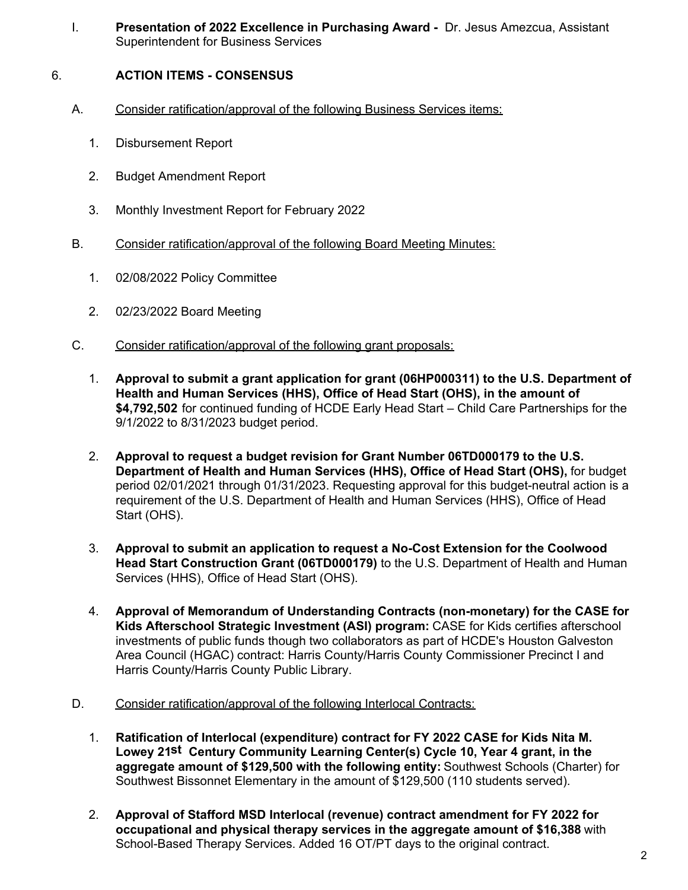I. **Presentation of 2022 Excellence in Purchasing Award -** Dr. Jesus Amezcua, Assistant Superintendent for Business Services

## 6. ACTION ITEMS - CONSENSUS

A. Consider ratification/approval of the following Business Services items:

1. Disbursement Report
2. Budget Amendment Report
3. Monthly Investment Report for February 2022

B. Consider ratification/approval of the following Board Meeting Minutes:

1. 02/08/2022 Policy Committee
2. 02/23/2022 Board Meeting

C. Consider ratification/approval of the following grant proposals:

1. **Approval to submit a grant application for grant (06HP000311) to the U.S. Department of Health and Human Services (HHS), Office of Head Start (OHS), in the amount of $4,792,502** for continued funding of HCDE Early Head Start – Child Care Partnerships for the 9/1/2022 to 8/31/2023 budget period.
2. **Approval to request a budget revision for Grant Number 06TD000179 to the U.S. Department of Health and Human Services (HHS), Office of Head Start (OHS),** for budget period 02/01/2021 through 01/31/2023. Requesting approval for this budget-neutral action is a requirement of the U.S. Department of Health and Human Services (HHS), Office of Head Start (OHS).
3. **Approval to submit an application to request a No-Cost Extension for the Coolwood Head Start Construction Grant (06TD000179)** to the U.S. Department of Health and Human Services (HHS), Office of Head Start (OHS).
4. **Approval of Memorandum of Understanding Contracts (non-monetary) for the CASE for Kids Afterschool Strategic Investment (ASI) program:** CASE for Kids certifies afterschool investments of public funds though two collaborators as part of HCDE's Houston Galveston Area Council (HGAC) contract: Harris County/Harris County Commissioner Precinct I and Harris County/Harris County Public Library.

D. Consider ratification/approval of the following Interlocal Contracts:

1. **Ratification of Interlocal (expenditure) contract for FY 2022 CASE for Kids Nita M. Lowey 21st Century Community Learning Center(s) Cycle 10, Year 4 grant, in the aggregate amount of $129,500 with the following entity:** Southwest Schools (Charter) for Southwest Bissonnet Elementary in the amount of $129,500 (110 students served).
2. **Approval of Stafford MSD Interlocal (revenue) contract amendment for FY 2022 for occupational and physical therapy services in the aggregate amount of $16,388** with School-Based Therapy Services. Added 16 OT/PT days to the original contract.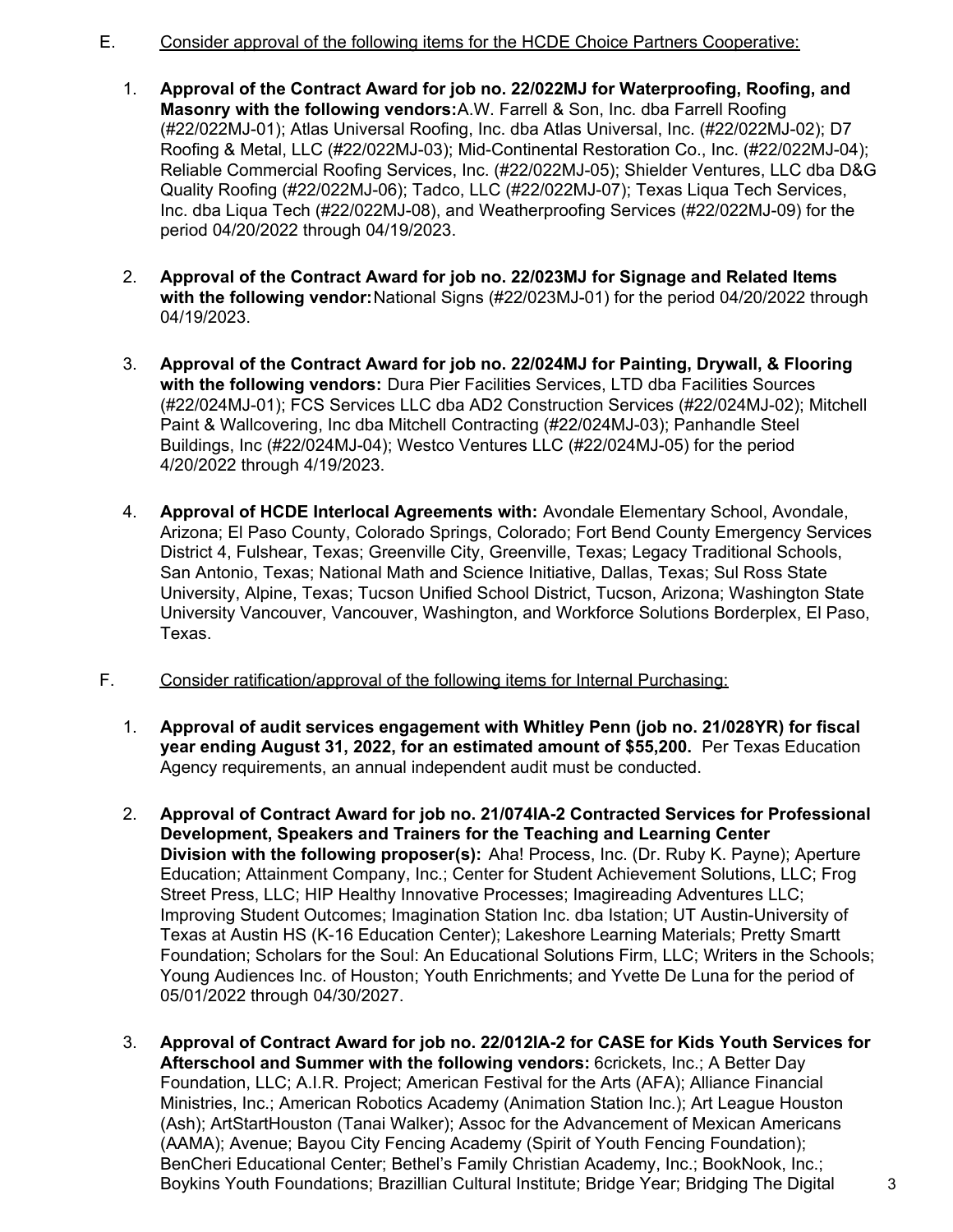E. <u>Consider approval of the following items for the HCDE Choice Partners Cooperative:</u>

1. **Approval of the Contract Award for job no. 22/022MJ for Waterproofing, Roofing, and Masonry with the following vendors:** A.W. Farrell & Son, Inc. dba Farrell Roofing (#22/022MJ-01); Atlas Universal Roofing, Inc. dba Atlas Universal, Inc. (#22/022MJ-02); D7 Roofing & Metal, LLC (#22/022MJ-03); Mid-Continental Restoration Co., Inc. (#22/022MJ-04); Reliable Commercial Roofing Services, Inc. (#22/022MJ-05); Shielder Ventures, LLC dba D&G Quality Roofing (#22/022MJ-06); Tadco, LLC (#22/022MJ-07); Texas Liqua Tech Services, Inc. dba Liqua Tech (#22/022MJ-08), and Weatherproofing Services (#22/022MJ-09) for the period 04/20/2022 through 04/19/2023.

2. **Approval of the Contract Award for job no. 22/023MJ for Signage and Related Items with the following vendor:** National Signs (#22/023MJ-01) for the period 04/20/2022 through 04/19/2023.

3. **Approval of the Contract Award for job no. 22/024MJ for Painting, Drywall, & Flooring with the following vendors:** Dura Pier Facilities Services, LTD dba Facilities Sources (#22/024MJ-01); FCS Services LLC dba AD2 Construction Services (#22/024MJ-02); Mitchell Paint & Wallcovering, Inc dba Mitchell Contracting (#22/024MJ-03); Panhandle Steel Buildings, Inc (#22/024MJ-04); Westco Ventures LLC (#22/024MJ-05) for the period 4/20/2022 through 4/19/2023.

4. **Approval of HCDE Interlocal Agreements with:** Avondale Elementary School, Avondale, Arizona; El Paso County, Colorado Springs, Colorado; Fort Bend County Emergency Services District 4, Fulshear, Texas; Greenville City, Greenville, Texas; Legacy Traditional Schools, San Antonio, Texas; National Math and Science Initiative, Dallas, Texas; Sul Ross State University, Alpine, Texas; Tucson Unified School District, Tucson, Arizona; Washington State University Vancouver, Vancouver, Washington, and Workforce Solutions Borderplex, El Paso, Texas.

F. <u>Consider ratification/approval of the following items for Internal Purchasing:</u>

1. **Approval of audit services engagement with Whitley Penn (job no. 21/028YR) for fiscal year ending August 31, 2022, for an estimated amount of $55,200.** Per Texas Education Agency requirements, an annual independent audit must be conducted.

2. **Approval of Contract Award for job no. 21/074IA-2 Contracted Services for Professional Development, Speakers and Trainers for the Teaching and Learning Center Division with the following proposer(s):** Aha! Process, Inc. (Dr. Ruby K. Payne); Aperture Education; Attainment Company, Inc.; Center for Student Achievement Solutions, LLC; Frog Street Press, LLC; HIP Healthy Innovative Processes; Imagireading Adventures LLC; Improving Student Outcomes; Imagination Station Inc. dba Istation; UT Austin-University of Texas at Austin HS (K-16 Education Center); Lakeshore Learning Materials; Pretty Smartt Foundation; Scholars for the Soul: An Educational Solutions Firm, LLC; Writers in the Schools; Young Audiences Inc. of Houston; Youth Enrichments; and Yvette De Luna for the period of 05/01/2022 through 04/30/2027.

3. **Approval of Contract Award for job no. 22/012IA-2 for CASE for Kids Youth Services for Afterschool and Summer with the following vendors:** 6crickets, Inc.; A Better Day Foundation, LLC; A.I.R. Project; American Festival for the Arts (AFA); Alliance Financial Ministries, Inc.; American Robotics Academy (Animation Station Inc.); Art League Houston (Ash); ArtStartHouston (Tanai Walker); Assoc for the Advancement of Mexican Americans (AAMA); Avenue; Bayou City Fencing Academy (Spirit of Youth Fencing Foundation); BenCheri Educational Center; Bethel's Family Christian Academy, Inc.; BookNook, Inc.; Boykins Youth Foundations; Brazillian Cultural Institute; Bridge Year; Bridging The Digital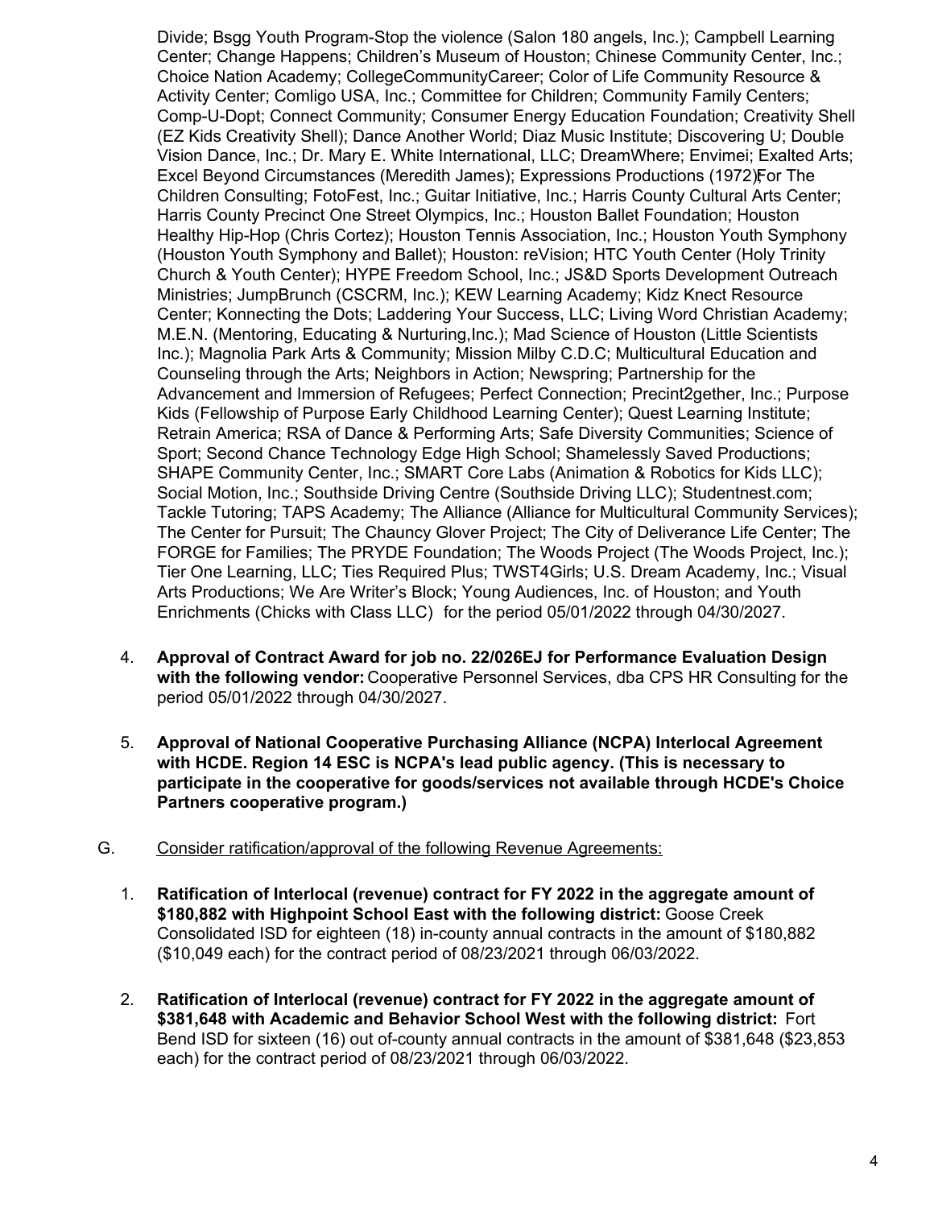Divide; Bsgg Youth Program-Stop the violence (Salon 180 angels, Inc.); Campbell Learning Center; Change Happens; Children's Museum of Houston; Chinese Community Center, Inc.; Choice Nation Academy; CollegeCommunityCareer; Color of Life Community Resource & Activity Center; Comligo USA, Inc.; Committee for Children; Community Family Centers; Comp-U-Dopt; Connect Community; Consumer Energy Education Foundation; Creativity Shell (EZ Kids Creativity Shell); Dance Another World; Diaz Music Institute; Discovering U; Double Vision Dance, Inc.; Dr. Mary E. White International, LLC; DreamWhere; Envimei; Exalted Arts; Excel Beyond Circumstances (Meredith James); Expressions Productions (1972); For The Children Consulting; FotoFest, Inc.; Guitar Initiative, Inc.; Harris County Cultural Arts Center; Harris County Precinct One Street Olympics, Inc.; Houston Ballet Foundation; Houston Healthy Hip-Hop (Chris Cortez); Houston Tennis Association, Inc.; Houston Youth Symphony (Houston Youth Symphony and Ballet); Houston: reVision; HTC Youth Center (Holy Trinity Church & Youth Center); HYPE Freedom School, Inc.; JS&D Sports Development Outreach Ministries; JumpBrunch (CSCRM, Inc.); KEW Learning Academy; Kidz Knect Resource Center; Konnecting the Dots; Laddering Your Success, LLC; Living Word Christian Academy; M.E.N. (Mentoring, Educating & Nurturing,Inc.); Mad Science of Houston (Little Scientists Inc.); Magnolia Park Arts & Community; Mission Milby C.D.C; Multicultural Education and Counseling through the Arts; Neighbors in Action; Newspring; Partnership for the Advancement and Immersion of Refugees; Perfect Connection; Precint2gether, Inc.; Purpose Kids (Fellowship of Purpose Early Childhood Learning Center); Quest Learning Institute; Retrain America; RSA of Dance & Performing Arts; Safe Diversity Communities; Science of Sport; Second Chance Technology Edge High School; Shamelessly Saved Productions; SHAPE Community Center, Inc.; SMART Core Labs (Animation & Robotics for Kids LLC); Social Motion, Inc.; Southside Driving Centre (Southside Driving LLC); Studentnest.com; Tackle Tutoring; TAPS Academy; The Alliance (Alliance for Multicultural Community Services); The Center for Pursuit; The Chauncy Glover Project; The City of Deliverance Life Center; The FORGE for Families; The PRYDE Foundation; The Woods Project (The Woods Project, Inc.); Tier One Learning, LLC; Ties Required Plus; TWST4Girls; U.S. Dream Academy, Inc.; Visual Arts Productions; We Are Writer's Block; Young Audiences, Inc. of Houston; and Youth Enrichments (Chicks with Class LLC) for the period 05/01/2022 through 04/30/2027.

4. **Approval of Contract Award for job no. 22/026EJ for Performance Evaluation Design with the following vendor:** Cooperative Personnel Services, dba CPS HR Consulting for the period 05/01/2022 through 04/30/2027.

5. **Approval of National Cooperative Purchasing Alliance (NCPA) Interlocal Agreement with HCDE. Region 14 ESC is NCPA's lead public agency. (This is necessary to participate in the cooperative for goods/services not available through HCDE's Choice Partners cooperative program.)**

G. Consider ratification/approval of the following Revenue Agreements:

1. **Ratification of Interlocal (revenue) contract for FY 2022 in the aggregate amount of $180,882 with Highpoint School East with the following district:** Goose Creek Consolidated ISD for eighteen (18) in-county annual contracts in the amount of $180,882 ($10,049 each) for the contract period of 08/23/2021 through 06/03/2022.

2. **Ratification of Interlocal (revenue) contract for FY 2022 in the aggregate amount of $381,648 with Academic and Behavior School West with the following district:** Fort Bend ISD for sixteen (16) out of-county annual contracts in the amount of $381,648 ($23,853 each) for the contract period of 08/23/2021 through 06/03/2022.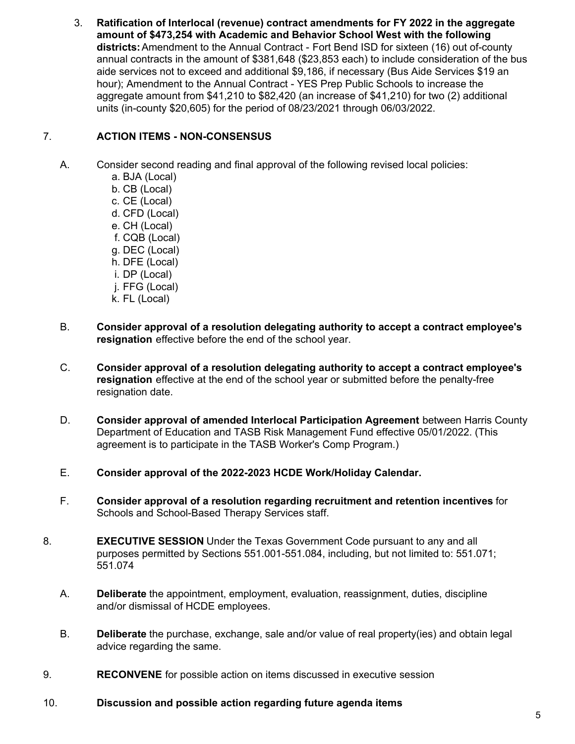3. **Ratification of Interlocal (revenue) contract amendments for FY 2022 in the aggregate amount of $473,254 with Academic and Behavior School West with the following districts:** Amendment to the Annual Contract - Fort Bend ISD for sixteen (16) out of-county annual contracts in the amount of $381,648 ($23,853 each) to include consideration of the bus aide services not to exceed and additional $9,186, if necessary (Bus Aide Services $19 an hour); Amendment to the Annual Contract - YES Prep Public Schools to increase the aggregate amount from $41,210 to $82,420 (an increase of $41,210) for two (2) additional units (in-county $20,605) for the period of 08/23/2021 through 06/03/2022.

7. **ACTION ITEMS - NON-CONSENSUS**

   A. Consider second reading and final approval of the following revised local policies:
      a. BJA (Local)
      b. CB (Local)
      c. CE (Local)
      d. CFD (Local)
      e. CH (Local)
      f. CQB (Local)
      g. DEC (Local)
      h. DFE (Local)
      i. DP (Local)
      j. FFG (Local)
      k. FL (Local)

   B. **Consider approval of a resolution delegating authority to accept a contract employee's resignation** effective before the end of the school year.

   C. **Consider approval of a resolution delegating authority to accept a contract employee's resignation** effective at the end of the school year or submitted before the penalty-free resignation date.

   D. **Consider approval of amended Interlocal Participation Agreement** between Harris County Department of Education and TASB Risk Management Fund effective 05/01/2022. (This agreement is to participate in the TASB Worker's Comp Program.)

   E. **Consider approval of the 2022-2023 HCDE Work/Holiday Calendar.**

   F. **Consider approval of a resolution regarding recruitment and retention incentives** for Schools and School-Based Therapy Services staff.

8. **EXECUTIVE SESSION** Under the Texas Government Code pursuant to any and all purposes permitted by Sections 551.001-551.084, including, but not limited to: 551.071; 551.074

   A. **Deliberate** the appointment, employment, evaluation, reassignment, duties, discipline and/or dismissal of HCDE employees.

   B. **Deliberate** the purchase, exchange, sale and/or value of real property(ies) and obtain legal advice regarding the same.

9. **RECONVENE** for possible action on items discussed in executive session

10. **Discussion and possible action regarding future agenda items**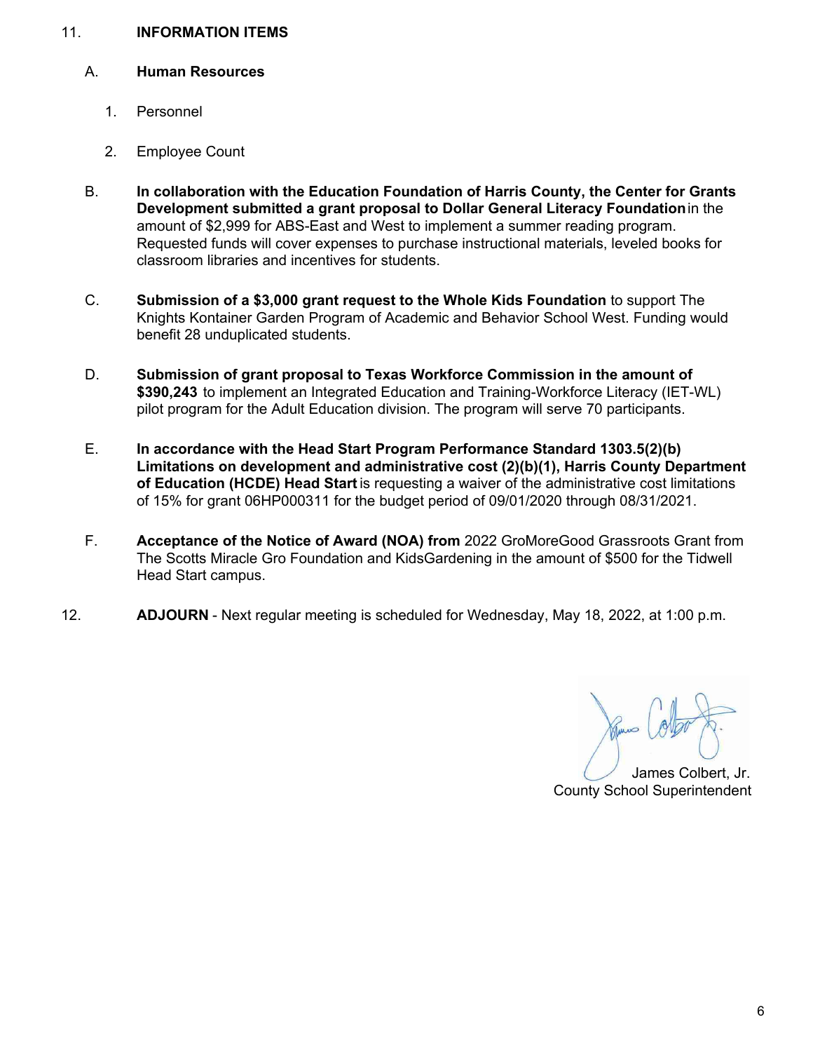11. **INFORMATION ITEMS**

   A. **Human Resources**

      1. Personnel

      2. Employee Count

   B. **In collaboration with the Education Foundation of Harris County, the Center for Grants Development submitted a grant proposal to Dollar General Literacy Foundation** in the amount of $2,999 for ABS-East and West to implement a summer reading program. Requested funds will cover expenses to purchase instructional materials, leveled books for classroom libraries and incentives for students.

   C. **Submission of a $3,000 grant request to the Whole Kids Foundation** to support The Knights Kontainer Garden Program of Academic and Behavior School West. Funding would benefit 28 unduplicated students.

   D. **Submission of grant proposal to Texas Workforce Commission in the amount of $390,243** to implement an Integrated Education and Training-Workforce Literacy (IET-WL) pilot program for the Adult Education division. The program will serve 70 participants.

   E. **In accordance with the Head Start Program Performance Standard 1303.5(2)(b) Limitations on development and administrative cost (2)(b)(1), Harris County Department of Education (HCDE) Head Start** is requesting a waiver of the administrative cost limitations of 15% for grant 06HP000311 for the budget period of 09/01/2020 through 08/31/2021.

   F. **Acceptance of the Notice of Award (NOA) from** 2022 GroMoreGood Grassroots Grant from The Scotts Miracle Gro Foundation and KidsGardening in the amount of $500 for the Tidwell Head Start campus.

12. **ADJOURN** - Next regular meeting is scheduled for Wednesday, May 18, 2022, at 1:00 p.m.

James Colbert, Jr.
County School Superintendent